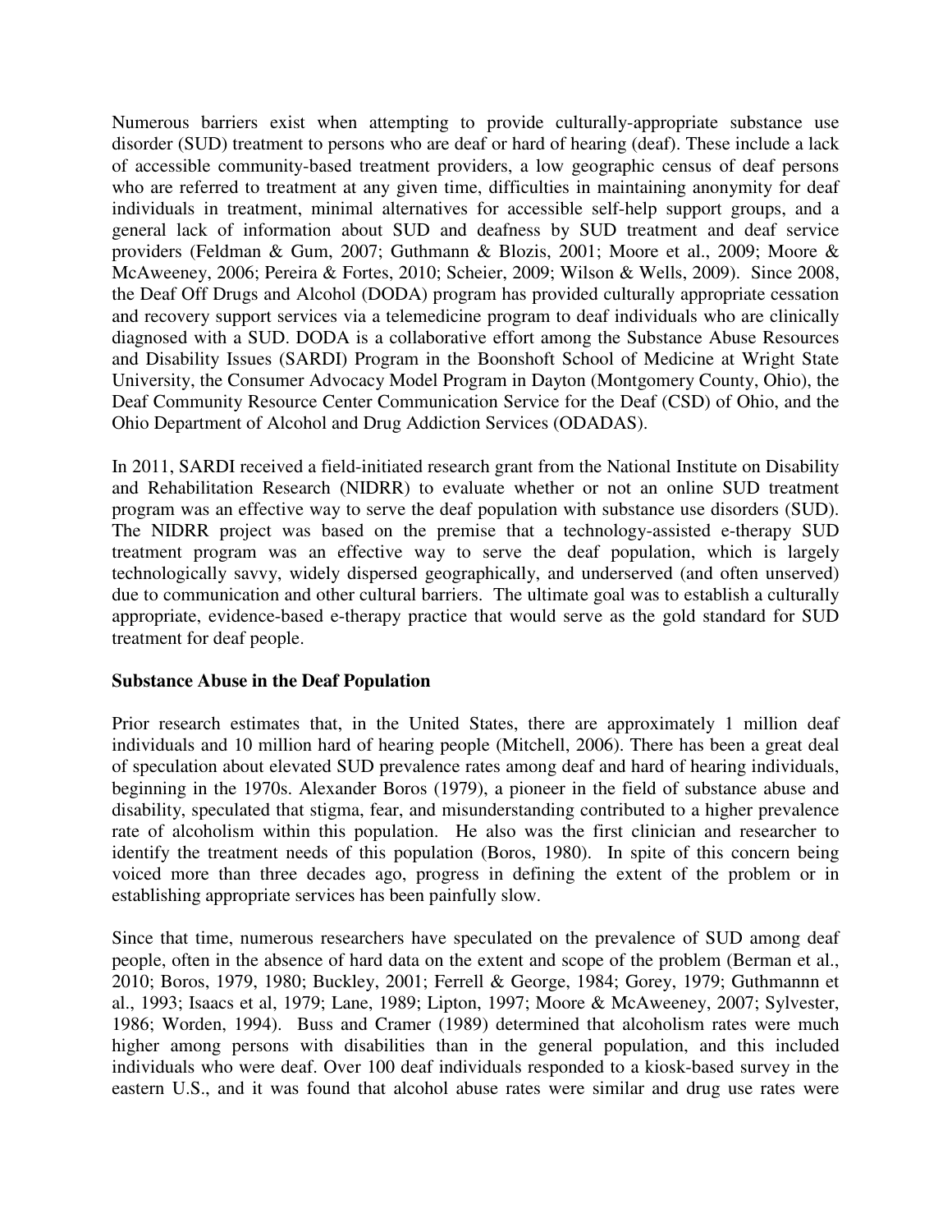Numerous barriers exist when attempting to provide culturally-appropriate substance use disorder (SUD) treatment to persons who are deaf or hard of hearing (deaf). These include a lack of accessible community-based treatment providers, a low geographic census of deaf persons who are referred to treatment at any given time, difficulties in maintaining anonymity for deaf individuals in treatment, minimal alternatives for accessible self-help support groups, and a general lack of information about SUD and deafness by SUD treatment and deaf service providers (Feldman & Gum, 2007; Guthmann & Blozis, 2001; Moore et al., 2009; Moore & McAweeney, 2006; Pereira & Fortes, 2010; Scheier, 2009; Wilson & Wells, 2009). Since 2008, the Deaf Off Drugs and Alcohol (DODA) program has provided culturally appropriate cessation and recovery support services via a telemedicine program to deaf individuals who are clinically diagnosed with a SUD. DODA is a collaborative effort among the Substance Abuse Resources and Disability Issues (SARDI) Program in the Boonshoft School of Medicine at Wright State University, the Consumer Advocacy Model Program in Dayton (Montgomery County, Ohio), the Deaf Community Resource Center Communication Service for the Deaf (CSD) of Ohio, and the Ohio Department of Alcohol and Drug Addiction Services (ODADAS).

In 2011, SARDI received a field-initiated research grant from the National Institute on Disability and Rehabilitation Research (NIDRR) to evaluate whether or not an online SUD treatment program was an effective way to serve the deaf population with substance use disorders (SUD). The NIDRR project was based on the premise that a technology-assisted e-therapy SUD treatment program was an effective way to serve the deaf population, which is largely technologically savvy, widely dispersed geographically, and underserved (and often unserved) due to communication and other cultural barriers. The ultimate goal was to establish a culturally appropriate, evidence-based e-therapy practice that would serve as the gold standard for SUD treatment for deaf people.

**Substance Abuse in the Deaf Population**

Prior research estimates that, in the United States, there are approximately 1 million deaf individuals and 10 million hard of hearing people (Mitchell, 2006). There has been a great deal of speculation about elevated SUD prevalence rates among deaf and hard of hearing individuals, beginning in the 1970s. Alexander Boros (1979), a pioneer in the field of substance abuse and disability, speculated that stigma, fear, and misunderstanding contributed to a higher prevalence rate of alcoholism within this population. He also was the first clinician and researcher to identify the treatment needs of this population (Boros, 1980). In spite of this concern being voiced more than three decades ago, progress in defining the extent of the problem or in establishing appropriate services has been painfully slow.

Since that time, numerous researchers have speculated on the prevalence of SUD among deaf people, often in the absence of hard data on the extent and scope of the problem (Berman et al., 2010; Boros, 1979, 1980; Buckley, 2001; Ferrell & George, 1984; Gorey, 1979; Guthmannn et al., 1993; Isaacs et al, 1979; Lane, 1989; Lipton, 1997; Moore & McAweeney, 2007; Sylvester, 1986; Worden, 1994). Buss and Cramer (1989) determined that alcoholism rates were much higher among persons with disabilities than in the general population, and this included individuals who were deaf. Over 100 deaf individuals responded to a kiosk-based survey in the eastern U.S., and it was found that alcohol abuse rates were similar and drug use rates were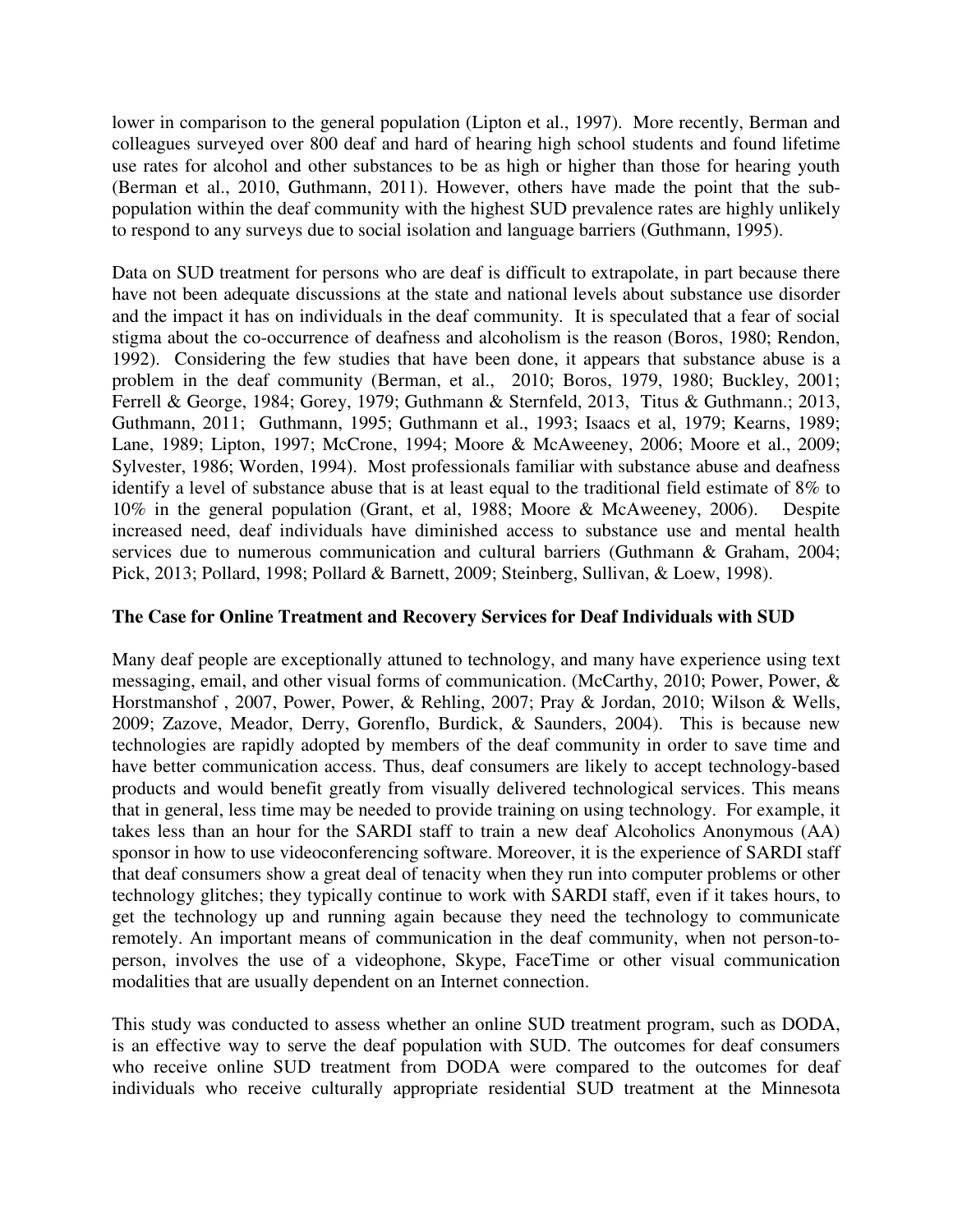lower in comparison to the general population (Lipton et al., 1997). More recently, Berman and colleagues surveyed over 800 deaf and hard of hearing high school students and found lifetime use rates for alcohol and other substances to be as high or higher than those for hearing youth (Berman et al., 2010, Guthmann, 2011). However, others have made the point that the sub-population within the deaf community with the highest SUD prevalence rates are highly unlikely to respond to any surveys due to social isolation and language barriers (Guthmann, 1995).

Data on SUD treatment for persons who are deaf is difficult to extrapolate, in part because there have not been adequate discussions at the state and national levels about substance use disorder and the impact it has on individuals in the deaf community. It is speculated that a fear of social stigma about the co-occurrence of deafness and alcoholism is the reason (Boros, 1980; Rendon, 1992). Considering the few studies that have been done, it appears that substance abuse is a problem in the deaf community (Berman, et al., 2010; Boros, 1979, 1980; Buckley, 2001; Ferrell & George, 1984; Gorey, 1979; Guthmann & Sternfeld, 2013, Titus & Guthmann.; 2013, Guthmann, 2011; Guthmann, 1995; Guthmann et al., 1993; Isaacs et al, 1979; Kearns, 1989; Lane, 1989; Lipton, 1997; McCrone, 1994; Moore & McAweeney, 2006; Moore et al., 2009; Sylvester, 1986; Worden, 1994). Most professionals familiar with substance abuse and deafness identify a level of substance abuse that is at least equal to the traditional field estimate of 8% to 10% in the general population (Grant, et al, 1988; Moore & McAweeney, 2006). Despite increased need, deaf individuals have diminished access to substance use and mental health services due to numerous communication and cultural barriers (Guthmann & Graham, 2004; Pick, 2013; Pollard, 1998; Pollard & Barnett, 2009; Steinberg, Sullivan, & Loew, 1998).

**The Case for Online Treatment and Recovery Services for Deaf Individuals with SUD**

Many deaf people are exceptionally attuned to technology, and many have experience using text messaging, email, and other visual forms of communication. (McCarthy, 2010; Power, Power, & Horstmanshof , 2007, Power, Power, & Rehling, 2007; Pray & Jordan, 2010; Wilson & Wells, 2009; Zazove, Meador, Derry, Gorenflo, Burdick, & Saunders, 2004). This is because new technologies are rapidly adopted by members of the deaf community in order to save time and have better communication access. Thus, deaf consumers are likely to accept technology-based products and would benefit greatly from visually delivered technological services. This means that in general, less time may be needed to provide training on using technology. For example, it takes less than an hour for the SARDI staff to train a new deaf Alcoholics Anonymous (AA) sponsor in how to use videoconferencing software. Moreover, it is the experience of SARDI staff that deaf consumers show a great deal of tenacity when they run into computer problems or other technology glitches; they typically continue to work with SARDI staff, even if it takes hours, to get the technology up and running again because they need the technology to communicate remotely. An important means of communication in the deaf community, when not person-to-person, involves the use of a videophone, Skype, FaceTime or other visual communication modalities that are usually dependent on an Internet connection.

This study was conducted to assess whether an online SUD treatment program, such as DODA, is an effective way to serve the deaf population with SUD. The outcomes for deaf consumers who receive online SUD treatment from DODA were compared to the outcomes for deaf individuals who receive culturally appropriate residential SUD treatment at the Minnesota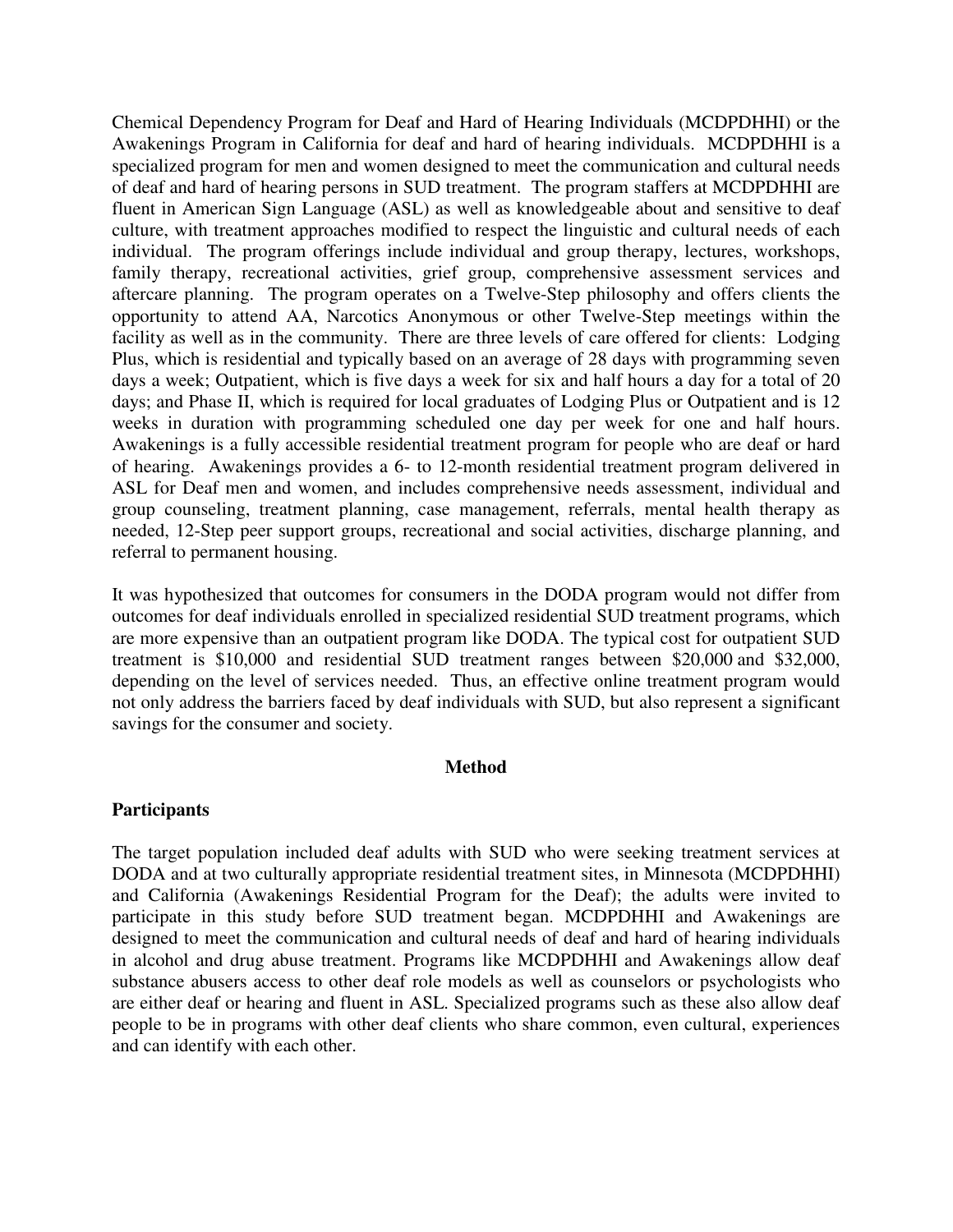Chemical Dependency Program for Deaf and Hard of Hearing Individuals (MCDPDHHI) or the Awakenings Program in California for deaf and hard of hearing individuals. MCDPDHHI is a specialized program for men and women designed to meet the communication and cultural needs of deaf and hard of hearing persons in SUD treatment. The program staffers at MCDPDHHI are fluent in American Sign Language (ASL) as well as knowledgeable about and sensitive to deaf culture, with treatment approaches modified to respect the linguistic and cultural needs of each individual. The program offerings include individual and group therapy, lectures, workshops, family therapy, recreational activities, grief group, comprehensive assessment services and aftercare planning. The program operates on a Twelve-Step philosophy and offers clients the opportunity to attend AA, Narcotics Anonymous or other Twelve-Step meetings within the facility as well as in the community. There are three levels of care offered for clients: Lodging Plus, which is residential and typically based on an average of 28 days with programming seven days a week; Outpatient, which is five days a week for six and half hours a day for a total of 20 days; and Phase II, which is required for local graduates of Lodging Plus or Outpatient and is 12 weeks in duration with programming scheduled one day per week for one and half hours. Awakenings is a fully accessible residential treatment program for people who are deaf or hard of hearing. Awakenings provides a 6- to 12-month residential treatment program delivered in ASL for Deaf men and women, and includes comprehensive needs assessment, individual and group counseling, treatment planning, case management, referrals, mental health therapy as needed, 12-Step peer support groups, recreational and social activities, discharge planning, and referral to permanent housing.

It was hypothesized that outcomes for consumers in the DODA program would not differ from outcomes for deaf individuals enrolled in specialized residential SUD treatment programs, which are more expensive than an outpatient program like DODA. The typical cost for outpatient SUD treatment is $10,000 and residential SUD treatment ranges between $20,000 and $32,000, depending on the level of services needed. Thus, an effective online treatment program would not only address the barriers faced by deaf individuals with SUD, but also represent a significant savings for the consumer and society.

## Method

### Participants

The target population included deaf adults with SUD who were seeking treatment services at DODA and at two culturally appropriate residential treatment sites, in Minnesota (MCDPDHHI) and California (Awakenings Residential Program for the Deaf); the adults were invited to participate in this study before SUD treatment began. MCDPDHHI and Awakenings are designed to meet the communication and cultural needs of deaf and hard of hearing individuals in alcohol and drug abuse treatment. Programs like MCDPDHHI and Awakenings allow deaf substance abusers access to other deaf role models as well as counselors or psychologists who are either deaf or hearing and fluent in ASL. Specialized programs such as these also allow deaf people to be in programs with other deaf clients who share common, even cultural, experiences and can identify with each other.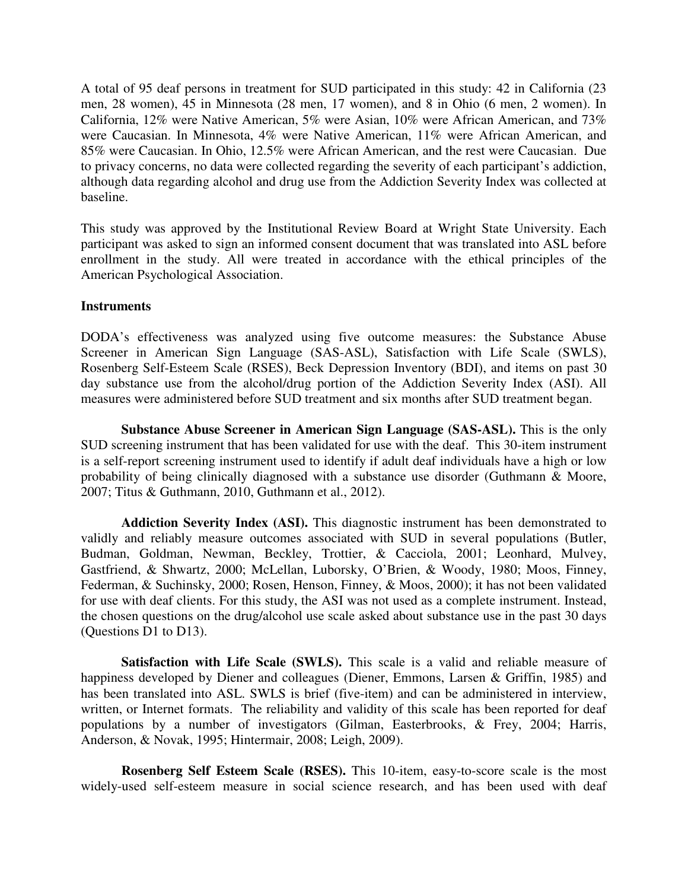A total of 95 deaf persons in treatment for SUD participated in this study: 42 in California (23 men, 28 women), 45 in Minnesota (28 men, 17 women), and 8 in Ohio (6 men, 2 women). In California, 12% were Native American, 5% were Asian, 10% were African American, and 73% were Caucasian. In Minnesota, 4% were Native American, 11% were African American, and 85% were Caucasian. In Ohio, 12.5% were African American, and the rest were Caucasian. Due to privacy concerns, no data were collected regarding the severity of each participant's addiction, although data regarding alcohol and drug use from the Addiction Severity Index was collected at baseline.

This study was approved by the Institutional Review Board at Wright State University. Each participant was asked to sign an informed consent document that was translated into ASL before enrollment in the study. All were treated in accordance with the ethical principles of the American Psychological Association.

### Instruments

DODA's effectiveness was analyzed using five outcome measures: the Substance Abuse Screener in American Sign Language (SAS-ASL), Satisfaction with Life Scale (SWLS), Rosenberg Self-Esteem Scale (RSES), Beck Depression Inventory (BDI), and items on past 30 day substance use from the alcohol/drug portion of the Addiction Severity Index (ASI). All measures were administered before SUD treatment and six months after SUD treatment began.

**Substance Abuse Screener in American Sign Language (SAS-ASL).** This is the only SUD screening instrument that has been validated for use with the deaf. This 30-item instrument is a self-report screening instrument used to identify if adult deaf individuals have a high or low probability of being clinically diagnosed with a substance use disorder (Guthmann & Moore, 2007; Titus & Guthmann, 2010, Guthmann et al., 2012).

**Addiction Severity Index (ASI).** This diagnostic instrument has been demonstrated to validly and reliably measure outcomes associated with SUD in several populations (Butler, Budman, Goldman, Newman, Beckley, Trottier, & Cacciola, 2001; Leonhard, Mulvey, Gastfriend, & Shwartz, 2000; McLellan, Luborsky, O'Brien, & Woody, 1980; Moos, Finney, Federman, & Suchinsky, 2000; Rosen, Henson, Finney, & Moos, 2000); it has not been validated for use with deaf clients. For this study, the ASI was not used as a complete instrument. Instead, the chosen questions on the drug/alcohol use scale asked about substance use in the past 30 days (Questions D1 to D13).

**Satisfaction with Life Scale (SWLS).** This scale is a valid and reliable measure of happiness developed by Diener and colleagues (Diener, Emmons, Larsen & Griffin, 1985) and has been translated into ASL. SWLS is brief (five-item) and can be administered in interview, written, or Internet formats. The reliability and validity of this scale has been reported for deaf populations by a number of investigators (Gilman, Easterbrooks, & Frey, 2004; Harris, Anderson, & Novak, 1995; Hintermair, 2008; Leigh, 2009).

**Rosenberg Self Esteem Scale (RSES).** This 10-item, easy-to-score scale is the most widely-used self-esteem measure in social science research, and has been used with deaf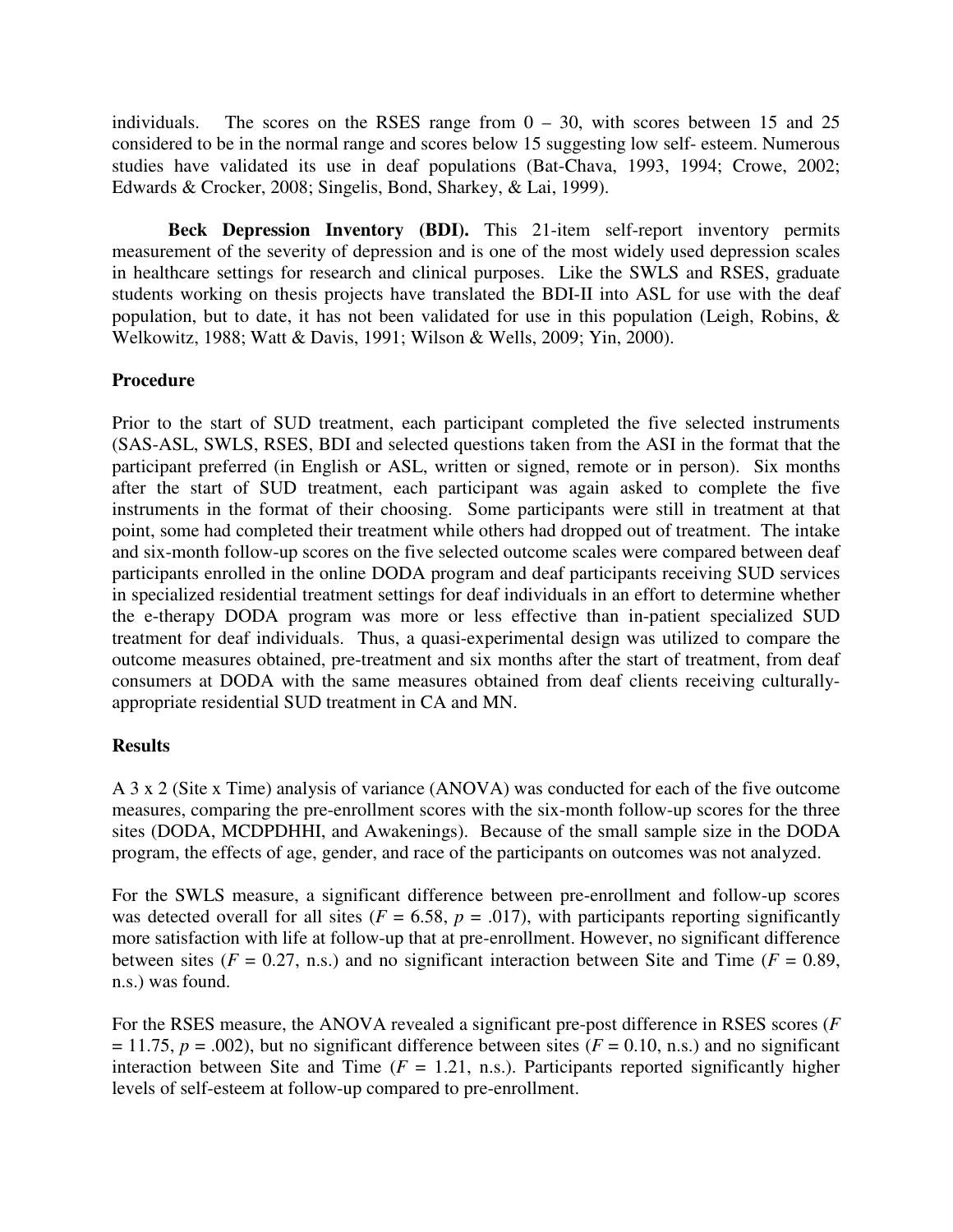individuals. The scores on the RSES range from 0 – 30, with scores between 15 and 25 considered to be in the normal range and scores below 15 suggesting low self- esteem. Numerous studies have validated its use in deaf populations (Bat-Chava, 1993, 1994; Crowe, 2002; Edwards & Crocker, 2008; Singelis, Bond, Sharkey, & Lai, 1999).

**Beck Depression Inventory (BDI).** This 21-item self-report inventory permits measurement of the severity of depression and is one of the most widely used depression scales in healthcare settings for research and clinical purposes. Like the SWLS and RSES, graduate students working on thesis projects have translated the BDI-II into ASL for use with the deaf population, but to date, it has not been validated for use in this population (Leigh, Robins, & Welkowitz, 1988; Watt & Davis, 1991; Wilson & Wells, 2009; Yin, 2000).

**Procedure**

Prior to the start of SUD treatment, each participant completed the five selected instruments (SAS-ASL, SWLS, RSES, BDI and selected questions taken from the ASI in the format that the participant preferred (in English or ASL, written or signed, remote or in person). Six months after the start of SUD treatment, each participant was again asked to complete the five instruments in the format of their choosing. Some participants were still in treatment at that point, some had completed their treatment while others had dropped out of treatment. The intake and six-month follow-up scores on the five selected outcome scales were compared between deaf participants enrolled in the online DODA program and deaf participants receiving SUD services in specialized residential treatment settings for deaf individuals in an effort to determine whether the e-therapy DODA program was more or less effective than in-patient specialized SUD treatment for deaf individuals. Thus, a quasi-experimental design was utilized to compare the outcome measures obtained, pre-treatment and six months after the start of treatment, from deaf consumers at DODA with the same measures obtained from deaf clients receiving culturally-appropriate residential SUD treatment in CA and MN.

**Results**

A 3 x 2 (Site x Time) analysis of variance (ANOVA) was conducted for each of the five outcome measures, comparing the pre-enrollment scores with the six-month follow-up scores for the three sites (DODA, MCDPDHHI, and Awakenings). Because of the small sample size in the DODA program, the effects of age, gender, and race of the participants on outcomes was not analyzed.

For the SWLS measure, a significant difference between pre-enrollment and follow-up scores was detected overall for all sites ($F = 6.58$, $p = .017$), with participants reporting significantly more satisfaction with life at follow-up that at pre-enrollment. However, no significant difference between sites ($F = 0.27$, n.s.) and no significant interaction between Site and Time ($F = 0.89$, n.s.) was found.

For the RSES measure, the ANOVA revealed a significant pre-post difference in RSES scores ($F = 11.75$, $p = .002$), but no significant difference between sites ($F = 0.10$, n.s.) and no significant interaction between Site and Time ($F = 1.21$, n.s.). Participants reported significantly higher levels of self-esteem at follow-up compared to pre-enrollment.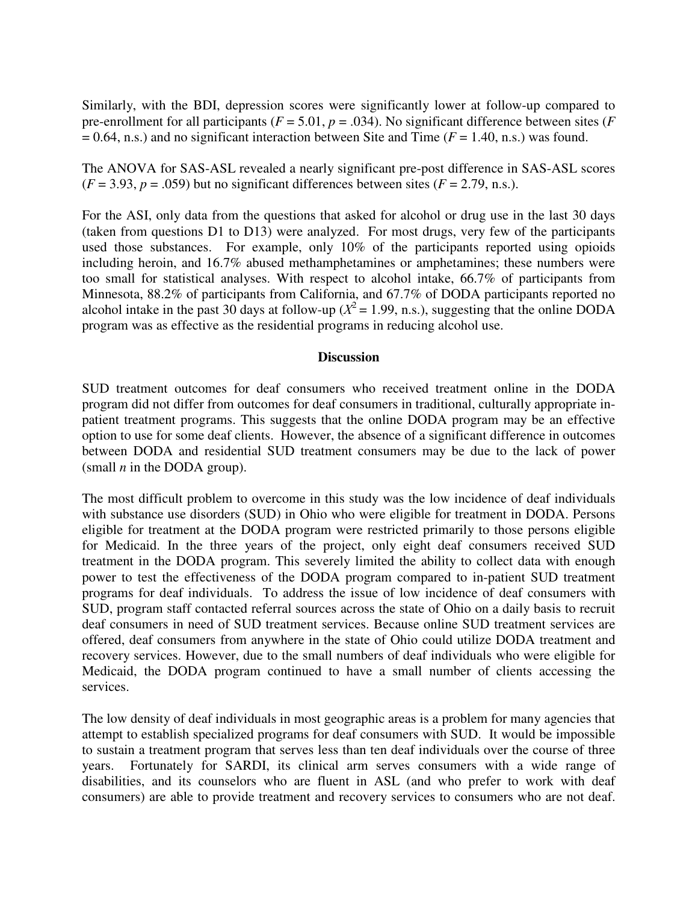Similarly, with the BDI, depression scores were significantly lower at follow-up compared to pre-enrollment for all participants ($F = 5.01$, $p = .034$). No significant difference between sites ($F = 0.64$, n.s.) and no significant interaction between Site and Time ($F = 1.40$, n.s.) was found.

The ANOVA for SAS-ASL revealed a nearly significant pre-post difference in SAS-ASL scores ($F = 3.93$, $p = .059$) but no significant differences between sites ($F = 2.79$, n.s.).

For the ASI, only data from the questions that asked for alcohol or drug use in the last 30 days (taken from questions D1 to D13) were analyzed. For most drugs, very few of the participants used those substances. For example, only 10% of the participants reported using opioids including heroin, and 16.7% abused methamphetamines or amphetamines; these numbers were too small for statistical analyses. With respect to alcohol intake, 66.7% of participants from Minnesota, 88.2% of participants from California, and 67.7% of DODA participants reported no alcohol intake in the past 30 days at follow-up ($X^2 = 1.99$, n.s.), suggesting that the online DODA program was as effective as the residential programs in reducing alcohol use.

## Discussion

SUD treatment outcomes for deaf consumers who received treatment online in the DODA program did not differ from outcomes for deaf consumers in traditional, culturally appropriate in-patient treatment programs. This suggests that the online DODA program may be an effective option to use for some deaf clients. However, the absence of a significant difference in outcomes between DODA and residential SUD treatment consumers may be due to the lack of power (small *n* in the DODA group).

The most difficult problem to overcome in this study was the low incidence of deaf individuals with substance use disorders (SUD) in Ohio who were eligible for treatment in DODA. Persons eligible for treatment at the DODA program were restricted primarily to those persons eligible for Medicaid. In the three years of the project, only eight deaf consumers received SUD treatment in the DODA program. This severely limited the ability to collect data with enough power to test the effectiveness of the DODA program compared to in-patient SUD treatment programs for deaf individuals. To address the issue of low incidence of deaf consumers with SUD, program staff contacted referral sources across the state of Ohio on a daily basis to recruit deaf consumers in need of SUD treatment services. Because online SUD treatment services are offered, deaf consumers from anywhere in the state of Ohio could utilize DODA treatment and recovery services. However, due to the small numbers of deaf individuals who were eligible for Medicaid, the DODA program continued to have a small number of clients accessing the services.

The low density of deaf individuals in most geographic areas is a problem for many agencies that attempt to establish specialized programs for deaf consumers with SUD. It would be impossible to sustain a treatment program that serves less than ten deaf individuals over the course of three years. Fortunately for SARDI, its clinical arm serves consumers with a wide range of disabilities, and its counselors who are fluent in ASL (and who prefer to work with deaf consumers) are able to provide treatment and recovery services to consumers who are not deaf.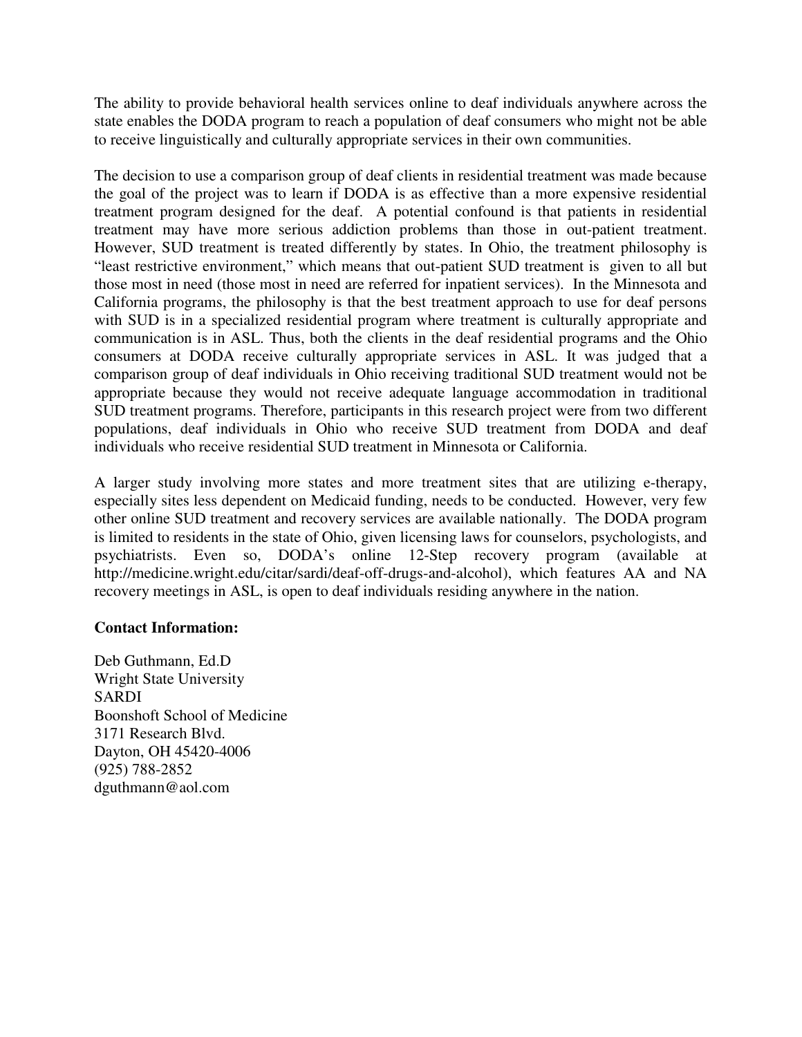The ability to provide behavioral health services online to deaf individuals anywhere across the state enables the DODA program to reach a population of deaf consumers who might not be able to receive linguistically and culturally appropriate services in their own communities.

The decision to use a comparison group of deaf clients in residential treatment was made because the goal of the project was to learn if DODA is as effective than a more expensive residential treatment program designed for the deaf. A potential confound is that patients in residential treatment may have more serious addiction problems than those in out-patient treatment. However, SUD treatment is treated differently by states. In Ohio, the treatment philosophy is "least restrictive environment," which means that out-patient SUD treatment is given to all but those most in need (those most in need are referred for inpatient services). In the Minnesota and California programs, the philosophy is that the best treatment approach to use for deaf persons with SUD is in a specialized residential program where treatment is culturally appropriate and communication is in ASL. Thus, both the clients in the deaf residential programs and the Ohio consumers at DODA receive culturally appropriate services in ASL. It was judged that a comparison group of deaf individuals in Ohio receiving traditional SUD treatment would not be appropriate because they would not receive adequate language accommodation in traditional SUD treatment programs. Therefore, participants in this research project were from two different populations, deaf individuals in Ohio who receive SUD treatment from DODA and deaf individuals who receive residential SUD treatment in Minnesota or California.

A larger study involving more states and more treatment sites that are utilizing e-therapy, especially sites less dependent on Medicaid funding, needs to be conducted. However, very few other online SUD treatment and recovery services are available nationally. The DODA program is limited to residents in the state of Ohio, given licensing laws for counselors, psychologists, and psychiatrists. Even so, DODA's online 12-Step recovery program (available at http://medicine.wright.edu/citar/sardi/deaf-off-drugs-and-alcohol), which features AA and NA recovery meetings in ASL, is open to deaf individuals residing anywhere in the nation.

**Contact Information:**

Deb Guthmann, Ed.D
Wright State University
SARDI
Boonshoft School of Medicine
3171 Research Blvd.
Dayton, OH 45420-4006
(925) 788-2852
dguthmann@aol.com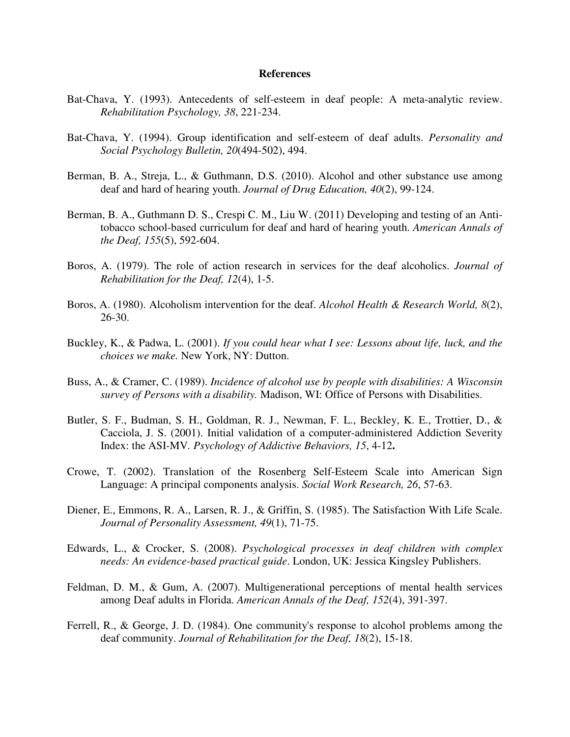# References

Bat-Chava, Y. (1993). Antecedents of self-esteem in deaf people: A meta-analytic review. *Rehabilitation Psychology, 38*, 221-234.

Bat-Chava, Y. (1994). Group identification and self-esteem of deaf adults. *Personality and Social Psychology Bulletin, 20*(494-502), 494.

Berman, B. A., Streja, L., & Guthmann, D.S. (2010). Alcohol and other substance use among deaf and hard of hearing youth. *Journal of Drug Education, 40*(2), 99-124.

Berman, B. A., Guthmann D. S., Crespi C. M., Liu W. (2011) Developing and testing of an Anti-tobacco school-based curriculum for deaf and hard of hearing youth. *American Annals of the Deaf, 155*(5), 592-604.

Boros, A. (1979). The role of action research in services for the deaf alcoholics. *Journal of Rehabilitation for the Deaf, 12*(4), 1-5.

Boros, A. (1980). Alcoholism intervention for the deaf. *Alcohol Health & Research World, 8*(2), 26-30.

Buckley, K., & Padwa, L. (2001). *If you could hear what I see: Lessons about life, luck, and the choices we make.* New York, NY: Dutton.

Buss, A., & Cramer, C. (1989). *Incidence of alcohol use by people with disabilities: A Wisconsin survey of Persons with a disability.* Madison, WI: Office of Persons with Disabilities.

Butler, S. F., Budman, S. H., Goldman, R. J., Newman, F. L., Beckley, K. E., Trottier, D., & Cacciola, J. S. (2001). Initial validation of a computer-administered Addiction Severity Index: the ASI-MV. *Psychology of Addictive Behaviors, 15*, 4-12**.**

Crowe, T. (2002). Translation of the Rosenberg Self-Esteem Scale into American Sign Language: A principal components analysis. *Social Work Research, 26*, 57-63.

Diener, E., Emmons, R. A., Larsen, R. J., & Griffin, S. (1985). The Satisfaction With Life Scale. *Journal of Personality Assessment, 49*(1), 71-75.

Edwards, L., & Crocker, S. (2008). *Psychological processes in deaf children with complex needs: An evidence-based practical guide*. London, UK: Jessica Kingsley Publishers.

Feldman, D. M., & Gum, A. (2007). Multigenerational perceptions of mental health services among Deaf adults in Florida. *American Annals of the Deaf, 152*(4), 391-397.

Ferrell, R., & George, J. D. (1984). One community's response to alcohol problems among the deaf community. *Journal of Rehabilitation for the Deaf, 18*(2), 15-18.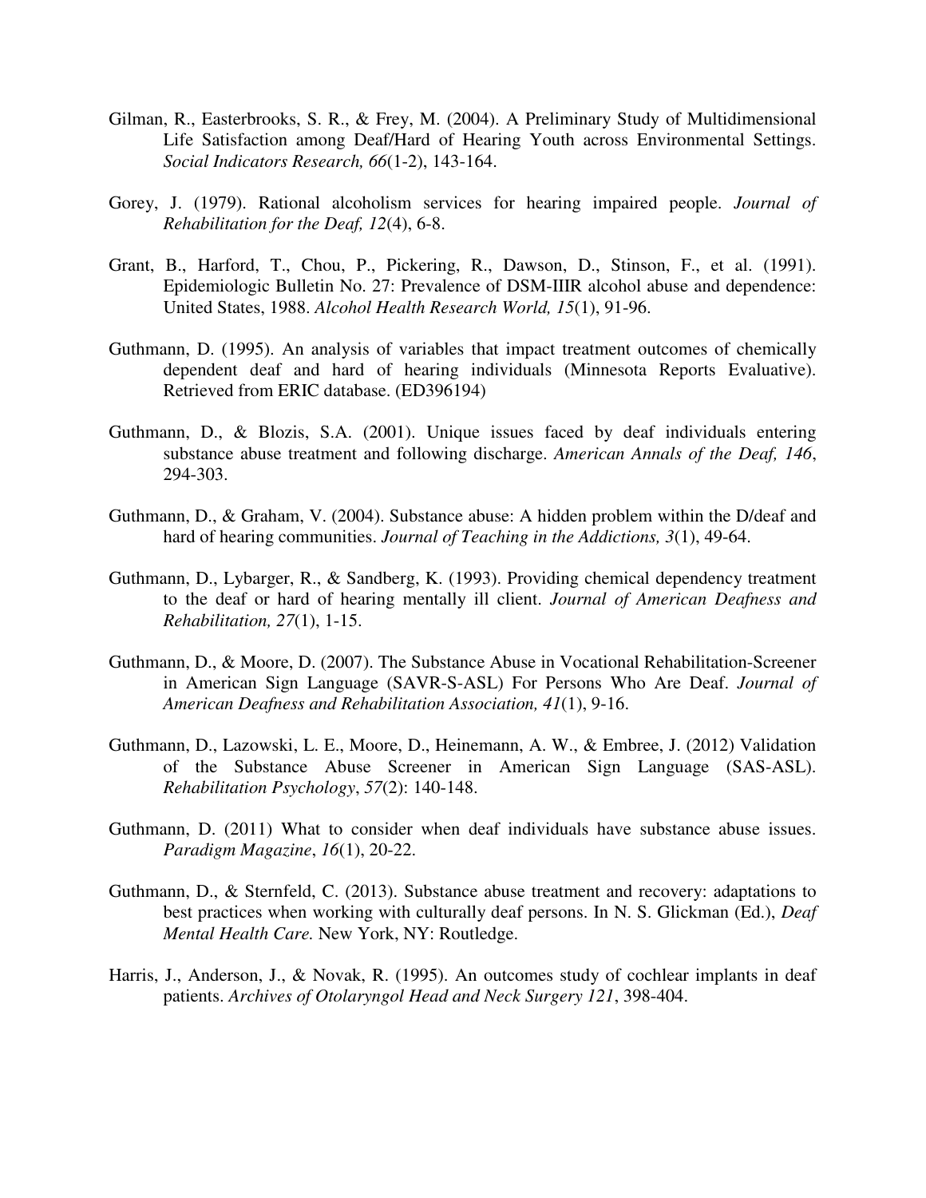Gilman, R., Easterbrooks, S. R., & Frey, M. (2004). A Preliminary Study of Multidimensional Life Satisfaction among Deaf/Hard of Hearing Youth across Environmental Settings. *Social Indicators Research, 66*(1-2), 143-164.

Gorey, J. (1979). Rational alcoholism services for hearing impaired people. *Journal of Rehabilitation for the Deaf, 12*(4), 6-8.

Grant, B., Harford, T., Chou, P., Pickering, R., Dawson, D., Stinson, F., et al. (1991). Epidemiologic Bulletin No. 27: Prevalence of DSM-IIIR alcohol abuse and dependence: United States, 1988. *Alcohol Health Research World, 15*(1), 91-96.

Guthmann, D. (1995). An analysis of variables that impact treatment outcomes of chemically dependent deaf and hard of hearing individuals (Minnesota Reports Evaluative). Retrieved from ERIC database. (ED396194)

Guthmann, D., & Blozis, S.A. (2001). Unique issues faced by deaf individuals entering substance abuse treatment and following discharge. *American Annals of the Deaf, 146*, 294-303.

Guthmann, D., & Graham, V. (2004). Substance abuse: A hidden problem within the D/deaf and hard of hearing communities. *Journal of Teaching in the Addictions, 3*(1), 49-64.

Guthmann, D., Lybarger, R., & Sandberg, K. (1993). Providing chemical dependency treatment to the deaf or hard of hearing mentally ill client. *Journal of American Deafness and Rehabilitation, 27*(1), 1-15.

Guthmann, D., & Moore, D. (2007). The Substance Abuse in Vocational Rehabilitation-Screener in American Sign Language (SAVR-S-ASL) For Persons Who Are Deaf. *Journal of American Deafness and Rehabilitation Association, 41*(1), 9-16.

Guthmann, D., Lazowski, L. E., Moore, D., Heinemann, A. W., & Embree, J. (2012) Validation of the Substance Abuse Screener in American Sign Language (SAS-ASL). *Rehabilitation Psychology*, *57*(2): 140-148.

Guthmann, D. (2011) What to consider when deaf individuals have substance abuse issues. *Paradigm Magazine*, *16*(1), 20-22.

Guthmann, D., & Sternfeld, C. (2013). Substance abuse treatment and recovery: adaptations to best practices when working with culturally deaf persons. In N. S. Glickman (Ed.), *Deaf Mental Health Care.* New York, NY: Routledge.

Harris, J., Anderson, J., & Novak, R. (1995). An outcomes study of cochlear implants in deaf patients. *Archives of Otolaryngol Head and Neck Surgery 121*, 398-404.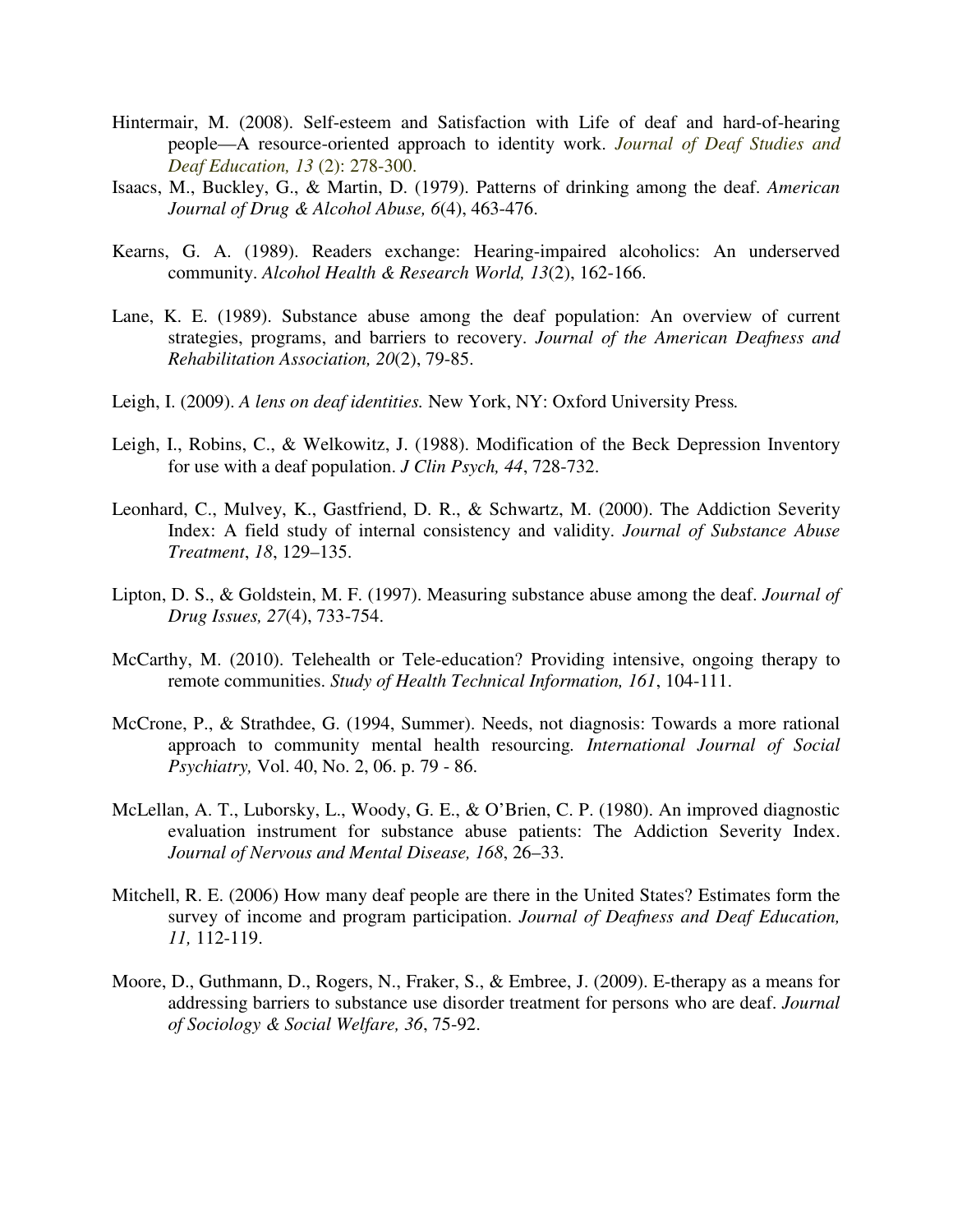Hintermair, M. (2008). Self-esteem and Satisfaction with Life of deaf and hard-of-hearing people—A resource-oriented approach to identity work. *Journal of Deaf Studies and Deaf Education, 13* (2): 278-300.

Isaacs, M., Buckley, G., & Martin, D. (1979). Patterns of drinking among the deaf. *American Journal of Drug & Alcohol Abuse, 6*(4), 463-476.

Kearns, G. A. (1989). Readers exchange: Hearing-impaired alcoholics: An underserved community. *Alcohol Health & Research World, 13*(2), 162-166.

Lane, K. E. (1989). Substance abuse among the deaf population: An overview of current strategies, programs, and barriers to recovery. *Journal of the American Deafness and Rehabilitation Association, 20*(2), 79-85.

Leigh, I. (2009). *A lens on deaf identities.* New York, NY: Oxford University Press*.*

Leigh, I., Robins, C., & Welkowitz, J. (1988). Modification of the Beck Depression Inventory for use with a deaf population. *J Clin Psych, 44*, 728-732.

Leonhard, C., Mulvey, K., Gastfriend, D. R., & Schwartz, M. (2000). The Addiction Severity Index: A field study of internal consistency and validity. *Journal of Substance Abuse Treatment*, *18*, 129–135.

Lipton, D. S., & Goldstein, M. F. (1997). Measuring substance abuse among the deaf. *Journal of Drug Issues, 27*(4), 733-754.

McCarthy, M. (2010). Telehealth or Tele-education? Providing intensive, ongoing therapy to remote communities. *Study of Health Technical Information, 161*, 104-111.

McCrone, P., & Strathdee, G. (1994, Summer). Needs, not diagnosis: Towards a more rational approach to community mental health resourcing*. International Journal of Social Psychiatry,* Vol. 40, No. 2, 06. p. 79 - 86.

McLellan, A. T., Luborsky, L., Woody, G. E., & O'Brien, C. P. (1980). An improved diagnostic evaluation instrument for substance abuse patients: The Addiction Severity Index. *Journal of Nervous and Mental Disease, 168*, 26–33.

Mitchell, R. E. (2006) How many deaf people are there in the United States? Estimates form the survey of income and program participation. *Journal of Deafness and Deaf Education, 11,* 112-119.

Moore, D., Guthmann, D., Rogers, N., Fraker, S., & Embree, J. (2009). E-therapy as a means for addressing barriers to substance use disorder treatment for persons who are deaf. *Journal of Sociology & Social Welfare, 36*, 75-92.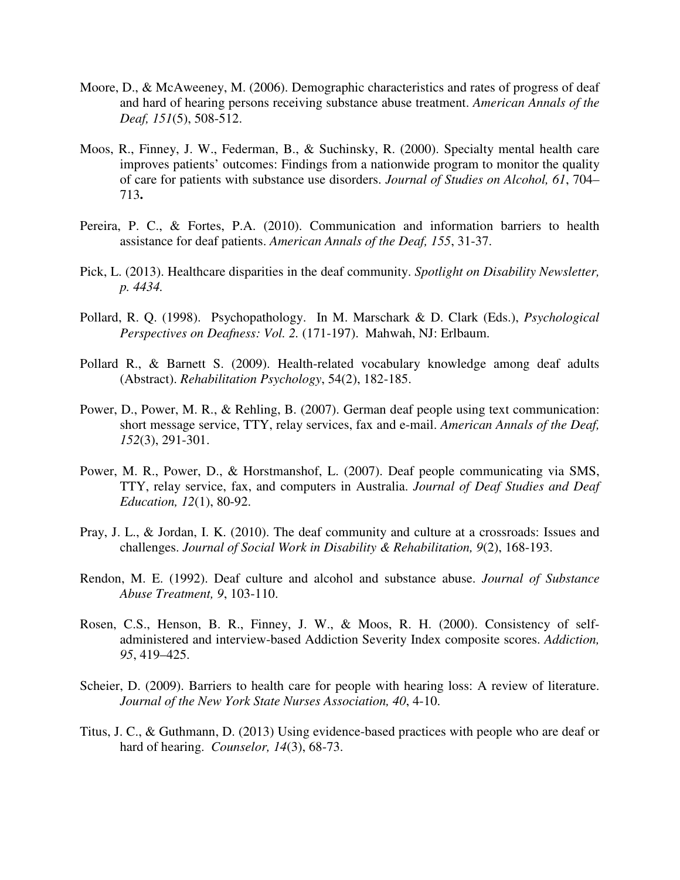Moore, D., & McAweeney, M. (2006). Demographic characteristics and rates of progress of deaf and hard of hearing persons receiving substance abuse treatment. *American Annals of the Deaf, 151*(5), 508-512.

Moos, R., Finney, J. W., Federman, B., & Suchinsky, R. (2000). Specialty mental health care improves patients' outcomes: Findings from a nationwide program to monitor the quality of care for patients with substance use disorders. *Journal of Studies on Alcohol, 61*, 704–713**.**

Pereira, P. C., & Fortes, P.A. (2010). Communication and information barriers to health assistance for deaf patients. *American Annals of the Deaf, 155*, 31-37.

Pick, L. (2013). Healthcare disparities in the deaf community. *Spotlight on Disability Newsletter, p. 4434.*

Pollard, R. Q. (1998). Psychopathology. In M. Marschark & D. Clark (Eds.), *Psychological Perspectives on Deafness: Vol. 2.* (171-197). Mahwah, NJ: Erlbaum.

Pollard R., & Barnett S. (2009). Health-related vocabulary knowledge among deaf adults (Abstract). *Rehabilitation Psychology*, 54(2), 182-185.

Power, D., Power, M. R., & Rehling, B. (2007). German deaf people using text communication: short message service, TTY, relay services, fax and e-mail. *American Annals of the Deaf, 152*(3), 291-301.

Power, M. R., Power, D., & Horstmanshof, L. (2007). Deaf people communicating via SMS, TTY, relay service, fax, and computers in Australia. *Journal of Deaf Studies and Deaf Education, 12*(1), 80-92.

Pray, J. L., & Jordan, I. K. (2010). The deaf community and culture at a crossroads: Issues and challenges. *Journal of Social Work in Disability & Rehabilitation, 9*(2), 168-193.

Rendon, M. E. (1992). Deaf culture and alcohol and substance abuse. *Journal of Substance Abuse Treatment, 9*, 103-110.

Rosen, C.S., Henson, B. R., Finney, J. W., & Moos, R. H. (2000). Consistency of self-administered and interview-based Addiction Severity Index composite scores. *Addiction, 95*, 419–425.

Scheier, D. (2009). Barriers to health care for people with hearing loss: A review of literature. *Journal of the New York State Nurses Association, 40*, 4-10.

Titus, J. C., & Guthmann, D. (2013) Using evidence-based practices with people who are deaf or hard of hearing. *Counselor, 14*(3), 68-73.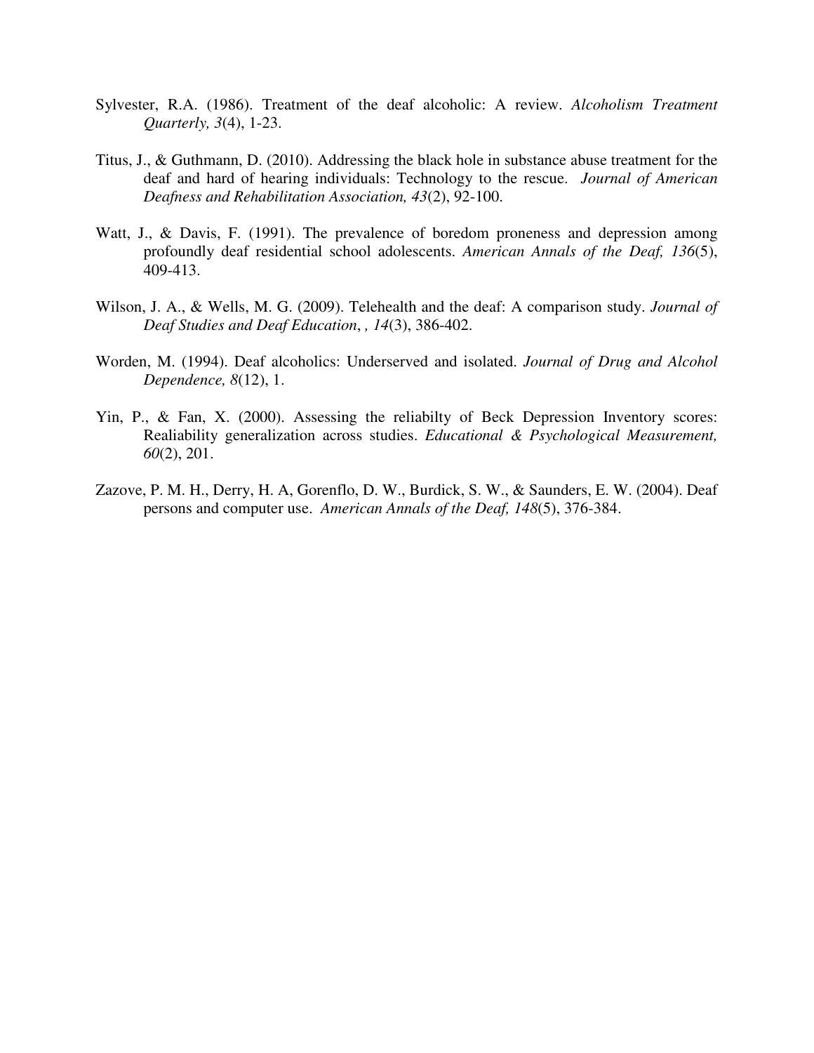Sylvester, R.A. (1986). Treatment of the deaf alcoholic: A review. *Alcoholism Treatment Quarterly, 3*(4), 1-23.

Titus, J., & Guthmann, D. (2010). Addressing the black hole in substance abuse treatment for the deaf and hard of hearing individuals: Technology to the rescue. *Journal of American Deafness and Rehabilitation Association, 43*(2), 92-100.

Watt, J., & Davis, F. (1991). The prevalence of boredom proneness and depression among profoundly deaf residential school adolescents. *American Annals of the Deaf, 136*(5), 409-413.

Wilson, J. A., & Wells, M. G. (2009). Telehealth and the deaf: A comparison study. *Journal of Deaf Studies and Deaf Education*, *, 14*(3), 386-402.

Worden, M. (1994). Deaf alcoholics: Underserved and isolated. *Journal of Drug and Alcohol Dependence, 8*(12), 1.

Yin, P., & Fan, X. (2000). Assessing the reliabilty of Beck Depression Inventory scores: Realiability generalization across studies. *Educational & Psychological Measurement, 60*(2), 201.

Zazove, P. M. H., Derry, H. A, Gorenflo, D. W., Burdick, S. W., & Saunders, E. W. (2004). Deaf persons and computer use. *American Annals of the Deaf, 148*(5), 376-384.